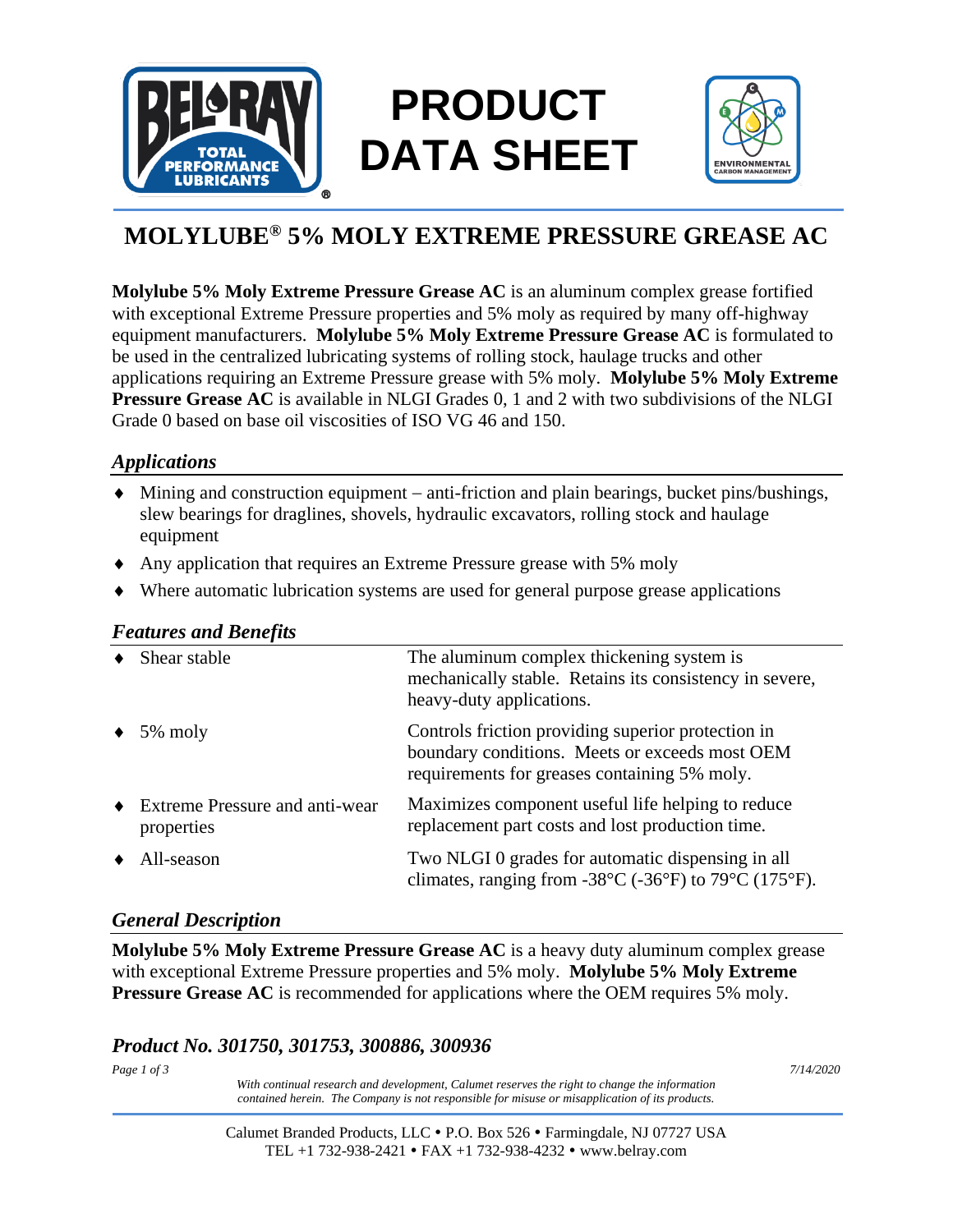# PRODUCT DATA SHEET

## MOLYLUBE® 5% MOLY EXTREME PRESSURE GREASE AC

**Molylube 5% Moly Extreme Pressure Grease AC** is an aluminum complex grease fortified with exceptional Extreme Pressure properties and 5% moly as required by many off-highway equipment manufacturers. **Molylube 5% Moly Extreme Pressure Grease AC** is formulated to be used in the centralized lubricating systems of rolling stock, haulage trucks and other applications requiring an Extreme Pressure grease with 5% moly. **Molylube 5% Moly Extreme Pressure Grease AC** is available in NLGI Grades 0, 1 and 2 with two subdivisions of the NLGI Grade 0 based on base oil viscosities of ISO VG 46 and 150.

### *Applications*

- Mining and construction equipment – anti-friction and plain bearings, bucket pins/bushings, slew bearings for draglines, shovels, hydraulic excavators, rolling stock and haulage equipment
- Any application that requires an Extreme Pressure grease with 5% moly
- Where automatic lubrication systems are used for general purpose grease applications

### *Features and Benefits*

| Feature | Benefit |
|---|---|
| ♦ Shear stable | The aluminum complex thickening system is mechanically stable. Retains its consistency in severe, heavy-duty applications. |
| ♦ 5% moly | Controls friction providing superior protection in boundary conditions. Meets or exceeds most OEM requirements for greases containing 5% moly. |
| ♦ Extreme Pressure and anti-wear properties | Maximizes component useful life helping to reduce replacement part costs and lost production time. |
| ♦ All-season | Two NLGI 0 grades for automatic dispensing in all climates, ranging from -38°C (-36°F) to 79°C (175°F). |

### *General Description*

**Molylube 5% Moly Extreme Pressure Grease AC** is a heavy duty aluminum complex grease with exceptional Extreme Pressure properties and 5% moly. **Molylube 5% Moly Extreme Pressure Grease AC** is recommended for applications where the OEM requires 5% moly.

### *Product No. 301750, 301753, 300886, 300936*

*7/14/2020*

*With continual research and development, Calumet reserves the right to change the information contained herein. The Company is not responsible for misuse or misapplication of its products.*

Calumet Branded Products, LLC • P.O. Box 526 • Farmingdale, NJ 07727 USA
TEL +1 732-938-2421 • FAX +1 732-938-4232 • www.belray.com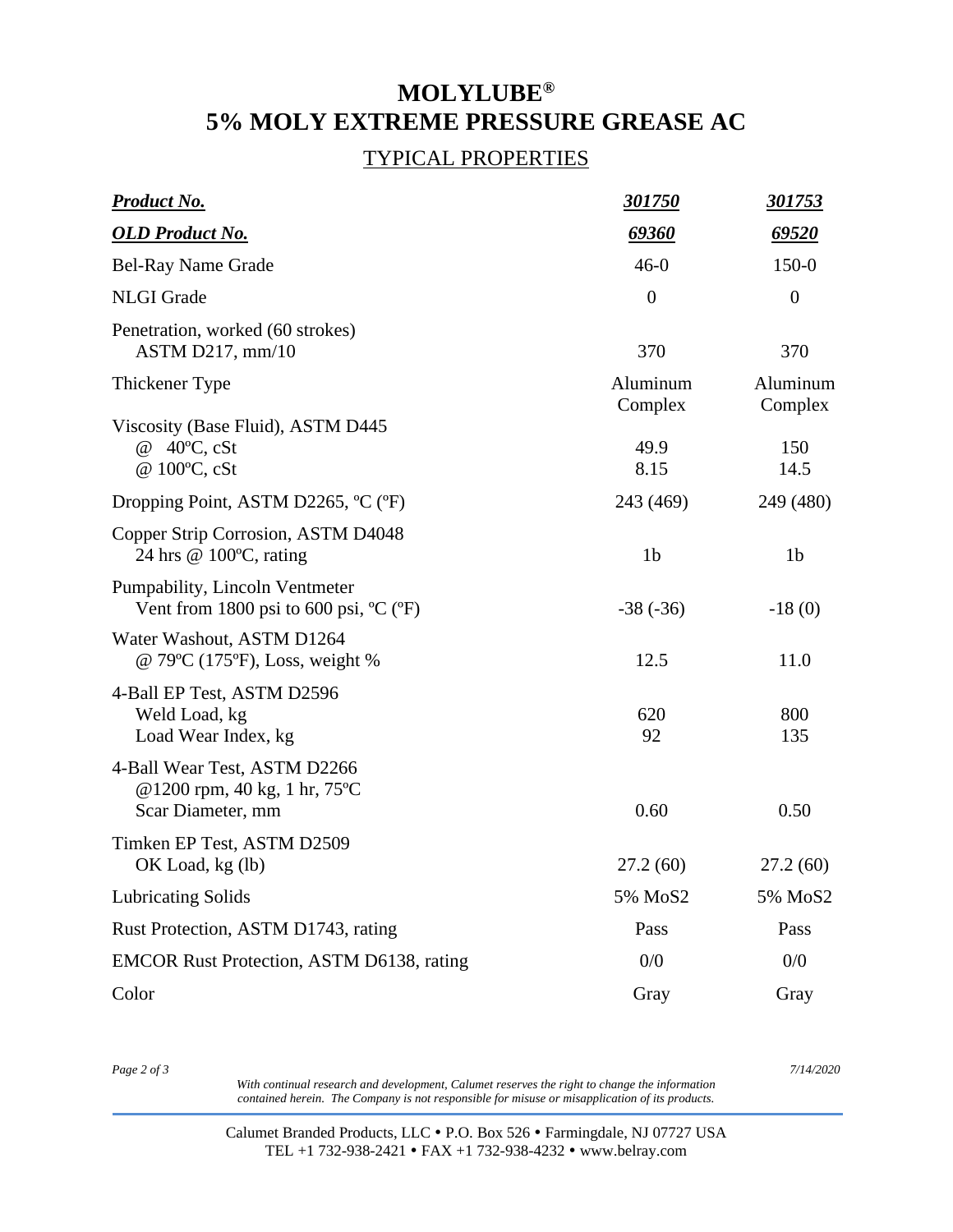# MOLYLUBE® 5% MOLY EXTREME PRESSURE GREASE AC

## TYPICAL PROPERTIES

| ***Product No.*** | ***301750*** | ***301753*** |
|---|---|---|
| ***OLD Product No.*** | ***69360*** | ***69520*** |
| Bel-Ray Name Grade | 46-0 | 150-0 |
| NLGI Grade | 0 | 0 |
| Penetration, worked (60 strokes) ASTM D217, mm/10 | 370 | 370 |
| Thickener Type | Aluminum Complex | Aluminum Complex |
| Viscosity (Base Fluid), ASTM D445 | | |
| @ 40ºC, cSt | 49.9 | 150 |
| @ 100ºC, cSt | 8.15 | 14.5 |
| Dropping Point, ASTM D2265, ºC (ºF) | 243 (469) | 249 (480) |
| Copper Strip Corrosion, ASTM D4048 24 hrs @ 100ºC, rating | 1b | 1b |
| Pumpability, Lincoln Ventmeter Vent from 1800 psi to 600 psi, ºC (ºF) | -38 (-36) | -18 (0) |
| Water Washout, ASTM D1264 @ 79ºC (175ºF), Loss, weight % | 12.5 | 11.0 |
| 4-Ball EP Test, ASTM D2596 | | |
| Weld Load, kg | 620 | 800 |
| Load Wear Index, kg | 92 | 135 |
| 4-Ball Wear Test, ASTM D2266 @1200 rpm, 40 kg, 1 hr, 75ºC Scar Diameter, mm | 0.60 | 0.50 |
| Timken EP Test, ASTM D2509 OK Load, kg (lb) | 27.2 (60) | 27.2 (60) |
| Lubricating Solids | 5% $MoS_2$ | 5% $MoS_2$ |
| Rust Protection, ASTM D1743, rating | Pass | Pass |
| EMCOR Rust Protection, ASTM D6138, rating | 0/0 | 0/0 |
| Color | Gray | Gray |

*7/14/2020*

*With continual research and development, Calumet reserves the right to change the information contained herein. The Company is not responsible for misuse or misapplication of its products.*

Calumet Branded Products, LLC • P.O. Box 526 • Farmingdale, NJ 07727 USA
TEL +1 732-938-2421 • FAX +1 732-938-4232 • www.belray.com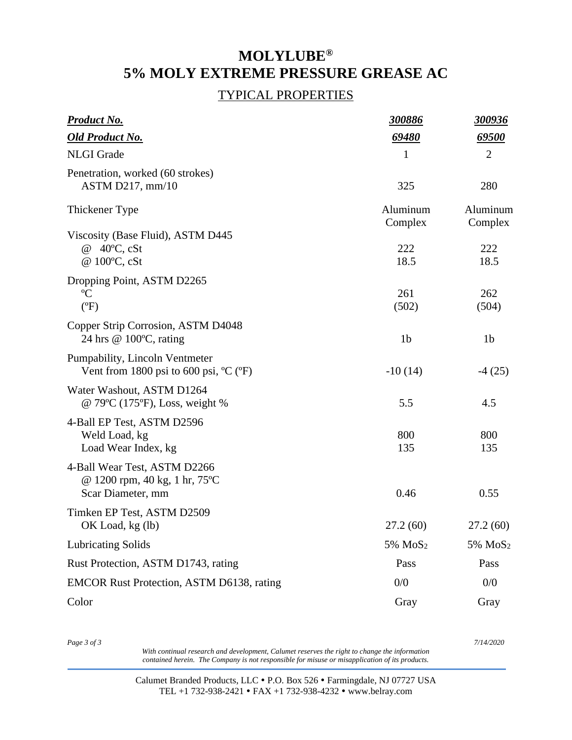# MOLYLUBE®
# 5% MOLY EXTREME PRESSURE GREASE AC

## TYPICAL PROPERTIES

| ***Product No.*** | ***300886*** | ***300936*** |
|---|---|---|
| ***Old Product No.*** | ***69480*** | ***69500*** |
| NLGI Grade | 1 | 2 |
| Penetration, worked (60 strokes) ASTM D217, mm/10 | 325 | 280 |
| Thickener Type | Aluminum Complex | Aluminum Complex |
| Viscosity (Base Fluid), ASTM D445 | | |
| @ 40ºC, cSt | 222 | 222 |
| @ 100ºC, cSt | 18.5 | 18.5 |
| Dropping Point, ASTM D2265 | | |
| ºC | 261 | 262 |
| (ºF) | (502) | (504) |
| Copper Strip Corrosion, ASTM D4048 24 hrs @ 100ºC, rating | 1b | 1b |
| Pumpability, Lincoln Ventmeter Vent from 1800 psi to 600 psi, ºC (ºF) | -10 (14) | -4 (25) |
| Water Washout, ASTM D1264 @ 79ºC (175ºF), Loss, weight % | 5.5 | 4.5 |
| 4-Ball EP Test, ASTM D2596 | | |
| Weld Load, kg | 800 | 800 |
| Load Wear Index, kg | 135 | 135 |
| 4-Ball Wear Test, ASTM D2266 @ 1200 rpm, 40 kg, 1 hr, 75ºC Scar Diameter, mm | 0.46 | 0.55 |
| Timken EP Test, ASTM D2509 OK Load, kg (lb) | 27.2 (60) | 27.2 (60) |
| Lubricating Solids | 5% $MoS_2$ | 5% $MoS_2$ |
| Rust Protection, ASTM D1743, rating | Pass | Pass |
| EMCOR Rust Protection, ASTM D6138, rating | 0/0 | 0/0 |
| Color | Gray | Gray |

7/14/2020

*With continual research and development, Calumet reserves the right to change the information contained herein. The Company is not responsible for misuse or misapplication of its products.*

Calumet Branded Products, LLC • P.O. Box 526 • Farmingdale, NJ 07727 USA
TEL +1 732-938-2421 • FAX +1 732-938-4232 • www.belray.com